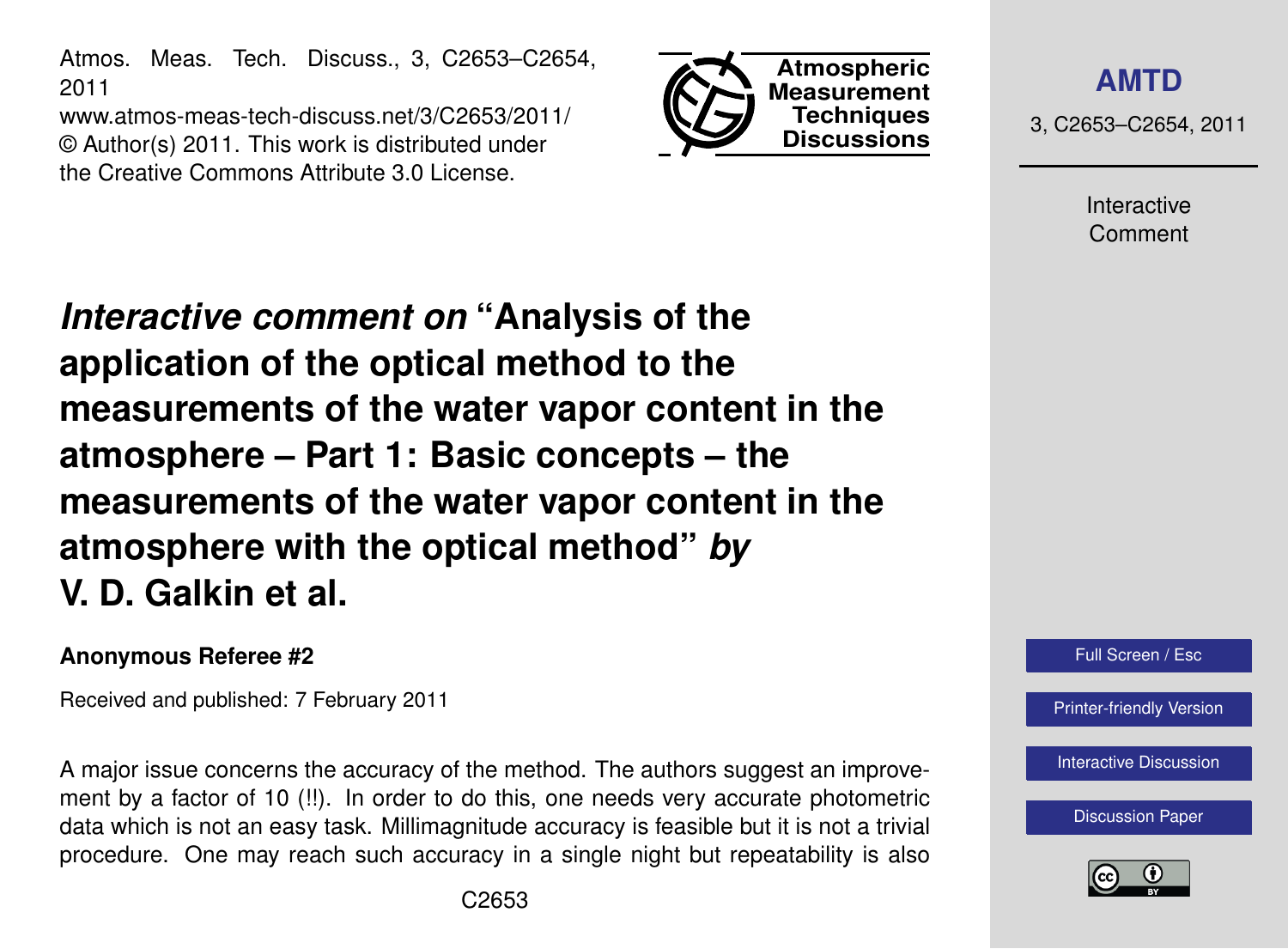# *Interactive comment on* "Analysis of the application of the optical method to the measurements of the water vapor content in the atmosphere – Part 1: Basic concepts – the measurements of the water vapor content in the atmosphere with the optical method" *by* V. D. Galkin et al.

**Anonymous Referee #2**

Received and published: 7 February 2011

A major issue concerns the accuracy of the method. The authors suggest an improvement by a factor of 10 (!!). In order to do this, one needs very accurate photometric data which is not an easy task. Millimagnitude accuracy is feasible but it is not a trivial procedure. One may reach such accuracy in a single night but repeatability is also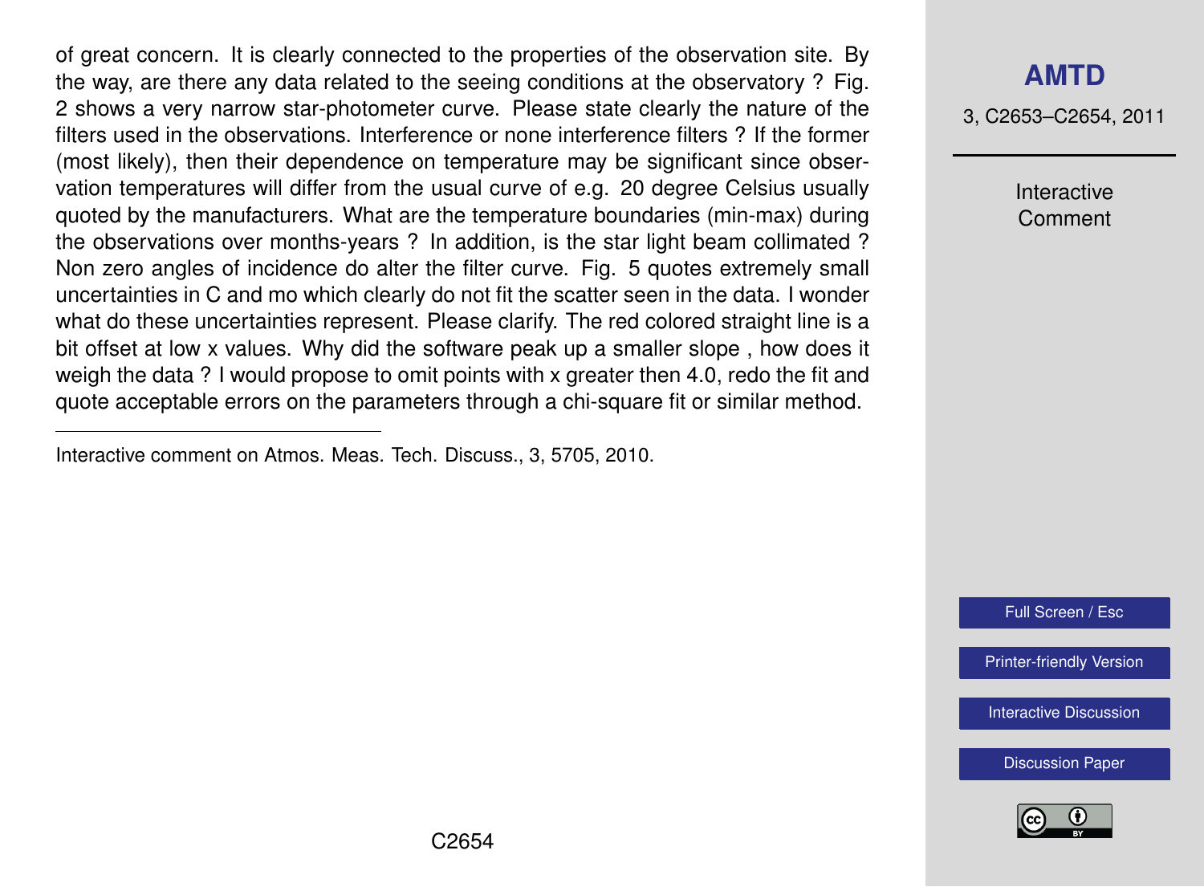of great concern. It is clearly connected to the properties of the observation site. By the way, are there any data related to the seeing conditions at the observatory ? Fig. 2 shows a very narrow star-photometer curve. Please state clearly the nature of the filters used in the observations. Interference or none interference filters ? If the former (most likely), then their dependence on temperature may be significant since observation temperatures will differ from the usual curve of e.g. 20 degree Celsius usually quoted by the manufacturers. What are the temperature boundaries (min-max) during the observations over months-years ? In addition, is the star light beam collimated ? Non zero angles of incidence do alter the filter curve. Fig. 5 quotes extremely small uncertainties in C and mo which clearly do not fit the scatter seen in the data. I wonder what do these uncertainties represent. Please clarify. The red colored straight line is a bit offset at low x values. Why did the software peak up a smaller slope , how does it weigh the data ? I would propose to omit points with x greater then 4.0, redo the fit and quote acceptable errors on the parameters through a chi-square fit or similar method.

---

Interactive comment on Atmos. Meas. Tech. Discuss., 3, 5705, 2010.